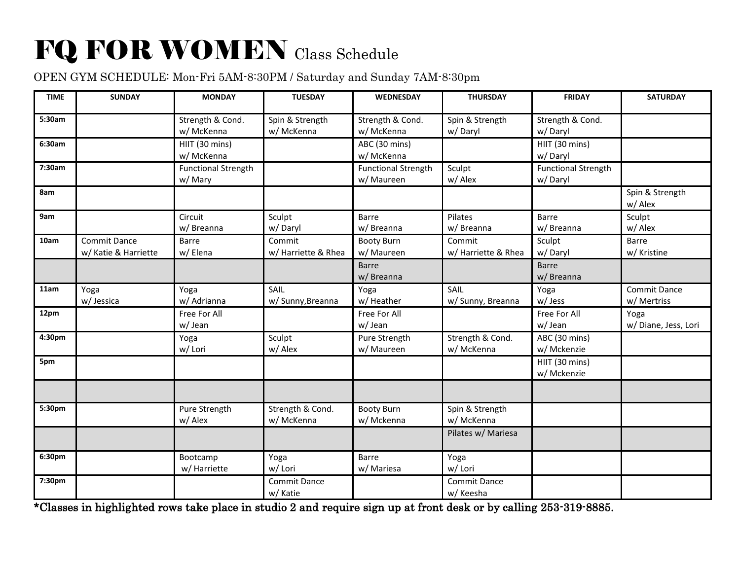# FQ FOR WOMEN Class Schedule

OPEN GYM SCHEDULE: Mon-Fri 5AM-8:30PM / Saturday and Sunday 7AM-8:30pm

| TIME | SUNDAY | MONDAY | TUESDAY | WEDNESDAY | THURSDAY | FRIDAY | SATURDAY |
|---|---|---|---|---|---|---|---|
| 5:30am | | Strength & Cond. w/ McKenna | Spin & Strength w/ McKenna | Strength & Cond. w/ McKenna | Spin & Strength w/ Daryl | Strength & Cond. w/ Daryl | |
| 6:30am | | HIIT (30 mins) w/ McKenna | | ABC (30 mins) w/ McKenna | | HIIT (30 mins) w/ Daryl | |
| 7:30am | | Functional Strength w/ Mary | | Functional Strength w/ Maureen | Sculpt w/ Alex | Functional Strength w/ Daryl | |
| 8am | | | | | | | Spin & Strength w/ Alex |
| 9am | | Circuit w/ Breanna | Sculpt w/ Daryl | Barre w/ Breanna | Pilates w/ Breanna | Barre w/ Breanna | Sculpt w/ Alex |
| 10am | Commit Dance w/ Katie & Harriette | Barre w/ Elena | Commit w/ Harriette & Rhea | Booty Burn w/ Maureen | Commit w/ Harriette & Rhea | Sculpt w/ Daryl | Barre w/ Kristine |
| | | | | Barre w/ Breanna | | Barre w/ Breanna | |
| 11am | Yoga w/ Jessica | Yoga w/ Adrianna | SAIL w/ Sunny,Breanna | Yoga w/ Heather | SAIL w/ Sunny, Breanna | Yoga w/ Jess | Commit Dance w/ Mertriss |
| 12pm | | Free For All w/ Jean | | Free For All w/ Jean | | Free For All w/ Jean | Yoga w/ Diane, Jess, Lori |
| 4:30pm | | Yoga w/ Lori | Sculpt w/ Alex | Pure Strength w/ Maureen | Strength & Cond. w/ McKenna | ABC (30 mins) w/ Mckenzie | |
| 5pm | | | | | | HIIT (30 mins) w/ Mckenzie | |
| | | | | | | | |
| 5:30pm | | Pure Strength w/ Alex | Strength & Cond. w/ McKenna | Booty Burn w/ Mckenna | Spin & Strength w/ McKenna | | |
| | | | | | Pilates w/ Mariesa | | |
| 6:30pm | | Bootcamp w/ Harriette | Yoga w/ Lori | Barre w/ Mariesa | Yoga w/ Lori | | |
| 7:30pm | | | Commit Dance w/ Katie | | Commit Dance w/ Keesha | | |

**\*Classes in highlighted rows take place in studio 2 and require sign up at front desk or by calling 253-319-8885.**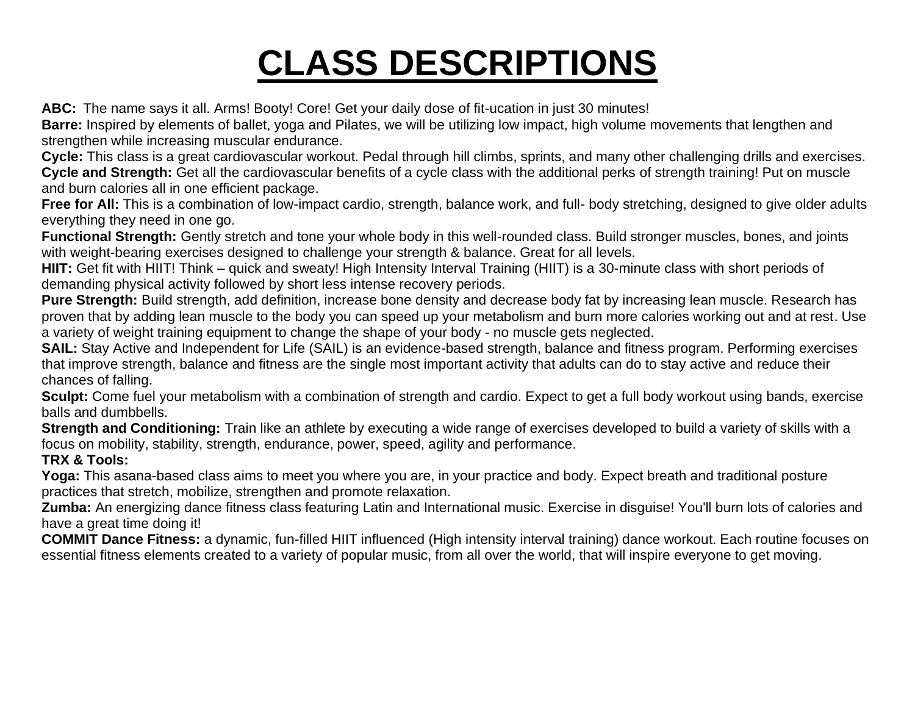# CLASS DESCRIPTIONS

**ABC:** The name says it all. Arms! Booty! Core! Get your daily dose of fit-ucation in just 30 minutes!

**Barre:** Inspired by elements of ballet, yoga and Pilates, we will be utilizing low impact, high volume movements that lengthen and strengthen while increasing muscular endurance.

**Cycle:** This class is a great cardiovascular workout. Pedal through hill climbs, sprints, and many other challenging drills and exercises.

**Cycle and Strength:** Get all the cardiovascular benefits of a cycle class with the additional perks of strength training! Put on muscle and burn calories all in one efficient package.

**Free for All:** This is a combination of low-impact cardio, strength, balance work, and full- body stretching, designed to give older adults everything they need in one go.

**Functional Strength:** Gently stretch and tone your whole body in this well-rounded class. Build stronger muscles, bones, and joints with weight-bearing exercises designed to challenge your strength & balance. Great for all levels.

**HIIT:** Get fit with HIIT! Think – quick and sweaty! High Intensity Interval Training (HIIT) is a 30-minute class with short periods of demanding physical activity followed by short less intense recovery periods.

**Pure Strength:** Build strength, add definition, increase bone density and decrease body fat by increasing lean muscle. Research has proven that by adding lean muscle to the body you can speed up your metabolism and burn more calories working out and at rest. Use a variety of weight training equipment to change the shape of your body - no muscle gets neglected.

**SAIL:** Stay Active and Independent for Life (SAIL) is an evidence-based strength, balance and fitness program. Performing exercises that improve strength, balance and fitness are the single most important activity that adults can do to stay active and reduce their chances of falling.

**Sculpt:** Come fuel your metabolism with a combination of strength and cardio. Expect to get a full body workout using bands, exercise balls and dumbbells.

**Strength and Conditioning:** Train like an athlete by executing a wide range of exercises developed to build a variety of skills with a focus on mobility, stability, strength, endurance, power, speed, agility and performance.

**TRX & Tools:**

**Yoga:** This asana-based class aims to meet you where you are, in your practice and body. Expect breath and traditional posture practices that stretch, mobilize, strengthen and promote relaxation.

**Zumba:** An energizing dance fitness class featuring Latin and International music. Exercise in disguise! You'll burn lots of calories and have a great time doing it!

**COMMIT Dance Fitness:** a dynamic, fun-filled HIIT influenced (High intensity interval training) dance workout. Each routine focuses on essential fitness elements created to a variety of popular music, from all over the world, that will inspire everyone to get moving.